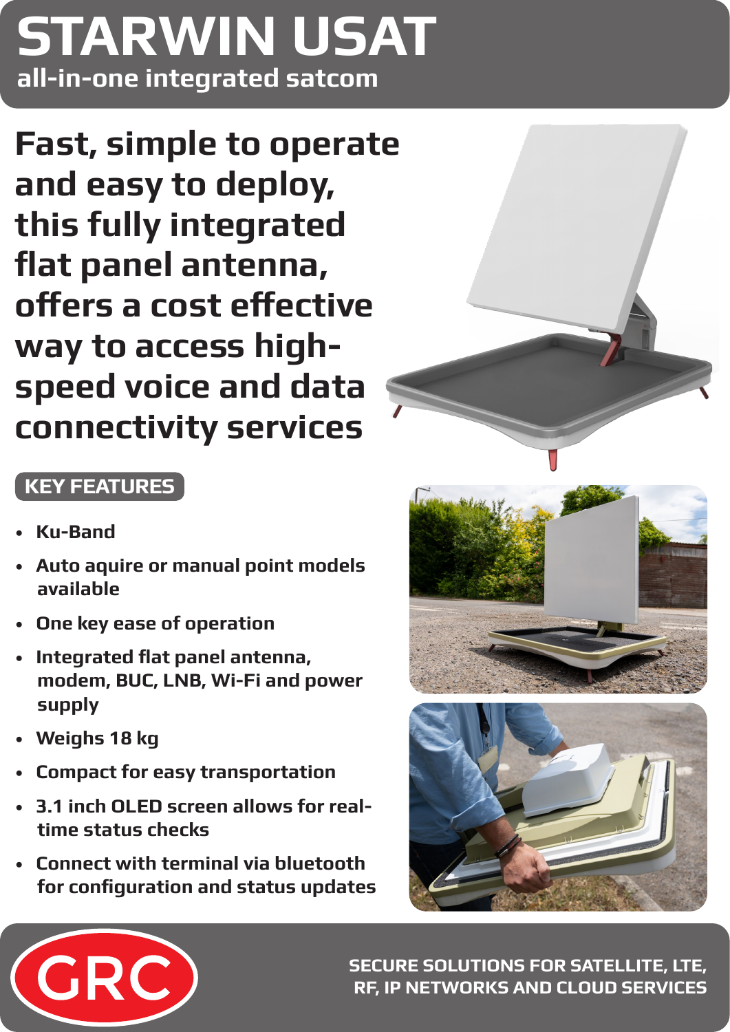# STARWIN USAT

**all-in-one integrated satcom**

## Fast, simple to operate and easy to deploy, this fully integrated flat panel antenna, offers a cost effective way to access high-speed voice and data connectivity services

### KEY FEATURES

- Ku-Band
- Auto aquire or manual point models available
- One key ease of operation
- Integrated flat panel antenna, modem, BUC, LNB, Wi-Fi and power supply
- Weighs 18 kg
- Compact for easy transportation
- 3.1 inch OLED screen allows for real-time status checks
- Connect with terminal via bluetooth for configuration and status updates

GRC

SECURE SOLUTIONS FOR SATELLITE, LTE, RF, IP NETWORKS AND CLOUD SERVICES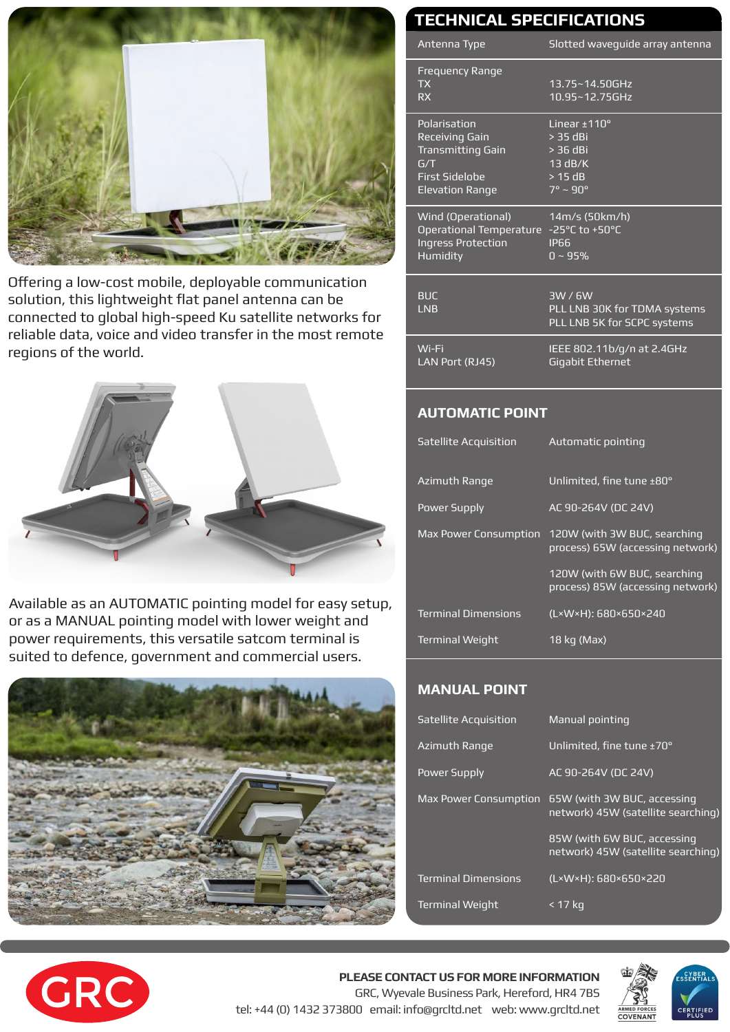Offering a low-cost mobile, deployable communication solution, this lightweight flat panel antenna can be connected to global high-speed Ku satellite networks for reliable data, voice and video transfer in the most remote regions of the world.

Available as an AUTOMATIC pointing model for easy setup, or as a MANUAL pointing model with lower weight and power requirements, this versatile satcom terminal is suited to defence, government and commercial users.

## TECHNICAL SPECIFICATIONS

| | |
|---|---|
| Antenna Type | Slotted waveguide array antenna |
| Frequency Range | |
| TX | 13.75~14.50GHz |
| RX | 10.95~12.75GHz |
| Polarisation | Linear ±110° |
| Receiving Gain | > 35 dBi |
| Transmitting Gain | > 36 dBi |
| G/T | 13 dB/K |
| First Sidelobe | > 15 dB |
| Elevation Range | 7° ~ 90° |
| Wind (Operational) | 14m/s (50km/h) |
| Operational Temperature | -25°C to +50°C |
| Ingress Protection | IP66 |
| Humidity | 0 ~ 95% |
| BUC | 3W / 6W |
| LNB | PLL LNB 30K for TDMA systems<br>PLL LNB 5K for SCPC systems |
| Wi-Fi | IEEE 802.11b/g/n at 2.4GHz |
| LAN Port (RJ45) | Gigabit Ethernet |

### AUTOMATIC POINT

| | |
|---|---|
| Satellite Acquisition | Automatic pointing |
| Azimuth Range | Unlimited, fine tune ±80° |
| Power Supply | AC 90-264V (DC 24V) |
| Max Power Consumption | 120W (with 3W BUC, searching process) 65W (accessing network)<br>120W (with 6W BUC, searching process) 85W (accessing network) |
| Terminal Dimensions | (L×W×H): 680×650×240 |
| Terminal Weight | 18 kg (Max) |

### MANUAL POINT

| | |
|---|---|
| Satellite Acquisition | Manual pointing |
| Azimuth Range | Unlimited, fine tune ±70° |
| Power Supply | AC 90-264V (DC 24V) |
| Max Power Consumption | 65W (with 3W BUC, accessing network) 45W (satellite searching)<br>85W (with 6W BUC, accessing network) 45W (satellite searching) |
| Terminal Dimensions | (L×W×H): 680×650×220 |
| Terminal Weight | < 17 kg |

GRC

**PLEASE CONTACT US FOR MORE INFORMATION**

GRC, Wyevale Business Park, Hereford, HR4 7BS

tel: +44 (0) 1432 373800 email: info@grcltd.net web: www.grcltd.net

ARMED FORCES COVENANT

CYBER ESSENTIALS CERTIFIED PLUS